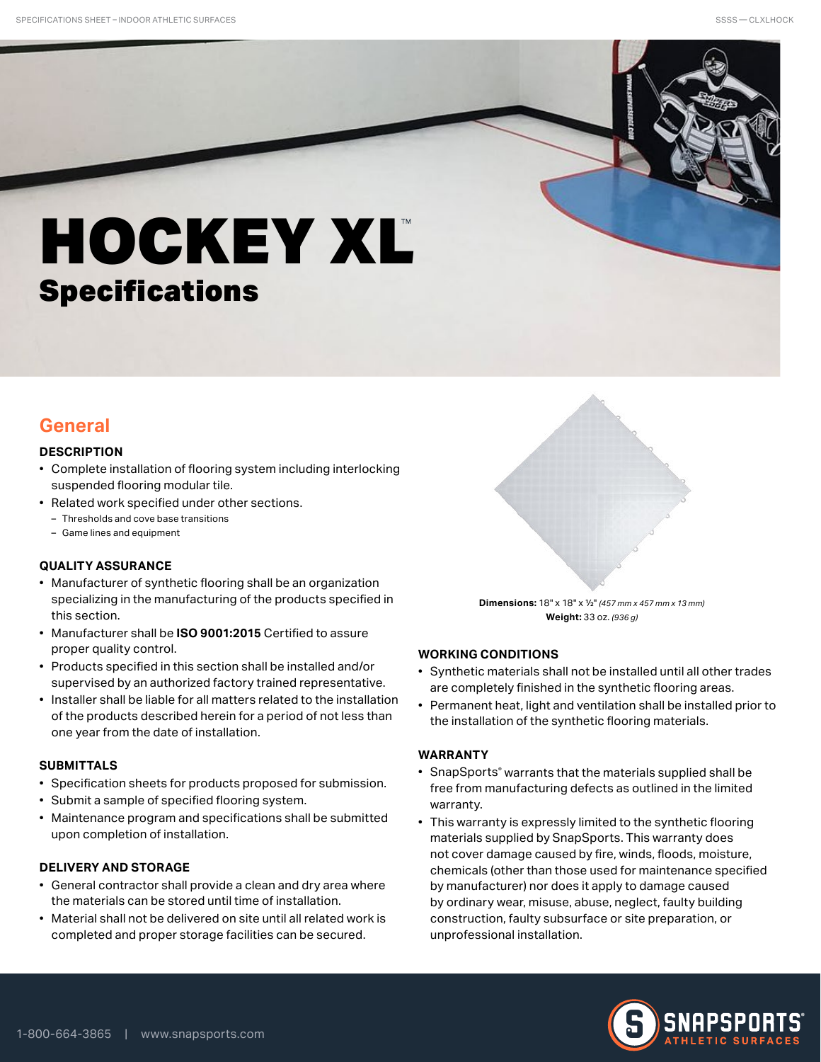# HOCKEY XL™

## Specifications

## General

### DESCRIPTION

- Complete installation of flooring system including interlocking suspended flooring modular tile.
- Related work specified under other sections.
  - Thresholds and cove base transitions
  - Game lines and equipment

### QUALITY ASSURANCE

- Manufacturer of synthetic flooring shall be an organization specializing in the manufacturing of the products specified in this section.
- Manufacturer shall be **ISO 9001:2015** Certified to assure proper quality control.
- Products specified in this section shall be installed and/or supervised by an authorized factory trained representative.
- Installer shall be liable for all matters related to the installation of the products described herein for a period of not less than one year from the date of installation.

### SUBMITTALS

- Specification sheets for products proposed for submission.
- Submit a sample of specified flooring system.
- Maintenance program and specifications shall be submitted upon completion of installation.

### DELIVERY AND STORAGE

- General contractor shall provide a clean and dry area where the materials can be stored until time of installation.
- Material shall not be delivered on site until all related work is completed and proper storage facilities can be secured.

**Dimensions:** 18" x 18" x ½" *(457 mm x 457 mm x 13 mm)*
**Weight:** 33 oz. *(936 g)*

### WORKING CONDITIONS

- Synthetic materials shall not be installed until all other trades are completely finished in the synthetic flooring areas.
- Permanent heat, light and ventilation shall be installed prior to the installation of the synthetic flooring materials.

### WARRANTY

- SnapSports® warrants that the materials supplied shall be free from manufacturing defects as outlined in the limited warranty.
- This warranty is expressly limited to the synthetic flooring materials supplied by SnapSports. This warranty does not cover damage caused by fire, winds, floods, moisture, chemicals (other than those used for maintenance specified by manufacturer) nor does it apply to damage caused by ordinary wear, misuse, abuse, neglect, faulty building construction, faulty subsurface or site preparation, or unprofessional installation.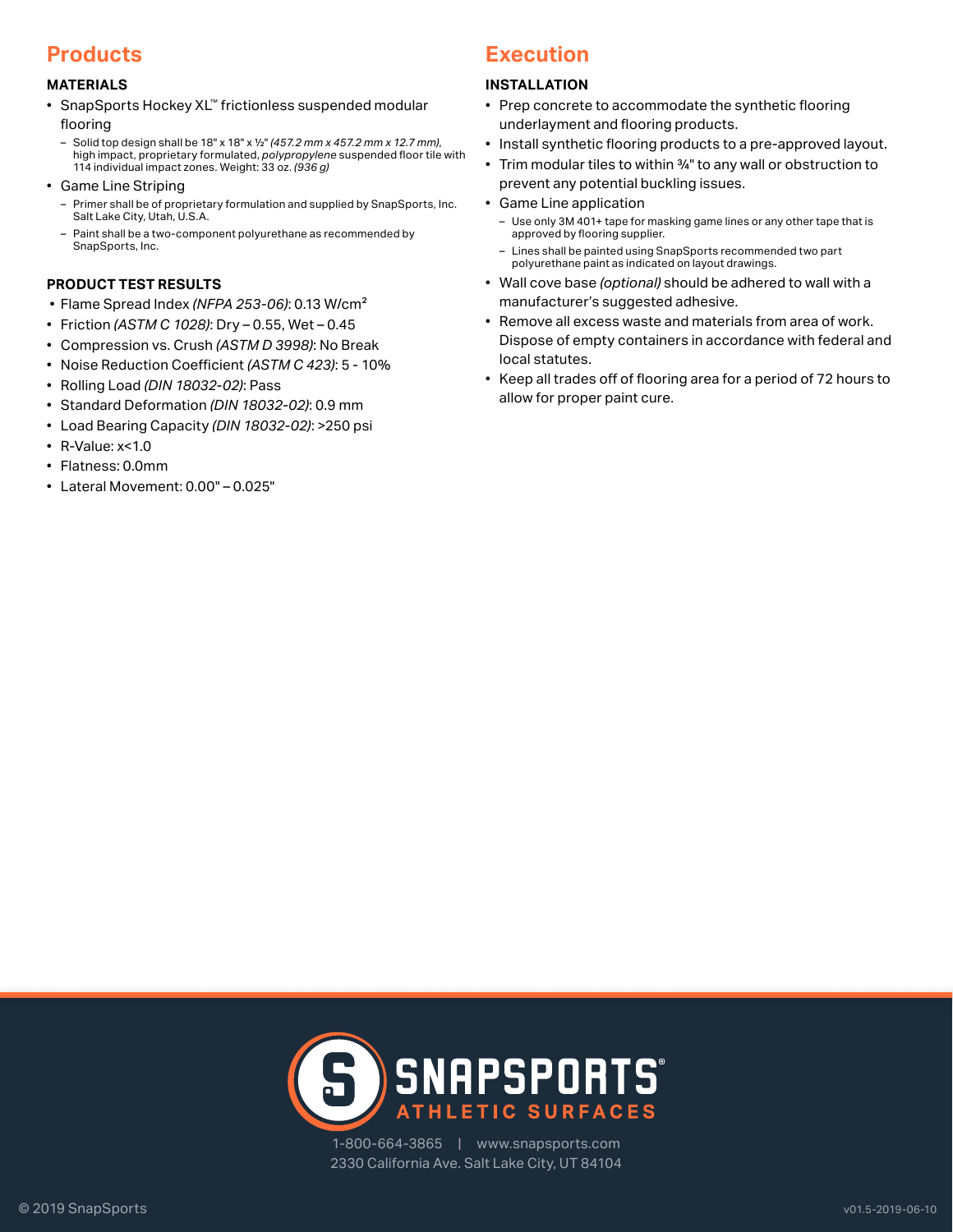## Products

### MATERIALS

- SnapSports Hockey XL™ frictionless suspended modular flooring
  - Solid top design shall be 18" x 18" x ½" *(457.2 mm x 457.2 mm x 12.7 mm)*, high impact, proprietary formulated, *polypropylene* suspended floor tile with 114 individual impact zones. Weight: 33 oz. *(936 g)*
- Game Line Striping
  - Primer shall be of proprietary formulation and supplied by SnapSports, Inc. Salt Lake City, Utah, U.S.A.
  - Paint shall be a two-component polyurethane as recommended by SnapSports, Inc.

### PRODUCT TEST RESULTS

- Flame Spread Index *(NFPA 253-06)*: 0.13 W/cm²
- Friction *(ASTM C 1028)*: Dry – 0.55, Wet – 0.45
- Compression vs. Crush *(ASTM D 3998)*: No Break
- Noise Reduction Coefficient *(ASTM C 423)*: 5 - 10%
- Rolling Load *(DIN 18032-02)*: Pass
- Standard Deformation *(DIN 18032-02)*: 0.9 mm
- Load Bearing Capacity *(DIN 18032-02)*: >250 psi
- R-Value: x<1.0
- Flatness: 0.0mm
- Lateral Movement: 0.00" – 0.025"

## Execution

### INSTALLATION

- Prep concrete to accommodate the synthetic flooring underlayment and flooring products.
- Install synthetic flooring products to a pre-approved layout.
- Trim modular tiles to within ¾" to any wall or obstruction to prevent any potential buckling issues.
- Game Line application
  - Use only 3M 401+ tape for masking game lines or any other tape that is approved by flooring supplier.
  - Lines shall be painted using SnapSports recommended two part polyurethane paint as indicated on layout drawings.
- Wall cove base *(optional)* should be adhered to wall with a manufacturer's suggested adhesive.
- Remove all excess waste and materials from area of work. Dispose of empty containers in accordance with federal and local statutes.
- Keep all trades off of flooring area for a period of 72 hours to allow for proper paint cure.

SNAPSPORTS®
ATHLETIC SURFACES

1-800-664-3865 | www.snapsports.com
2330 California Ave. Salt Lake City, UT 84104

© 2019 SnapSports

v01.5-2019-06-10